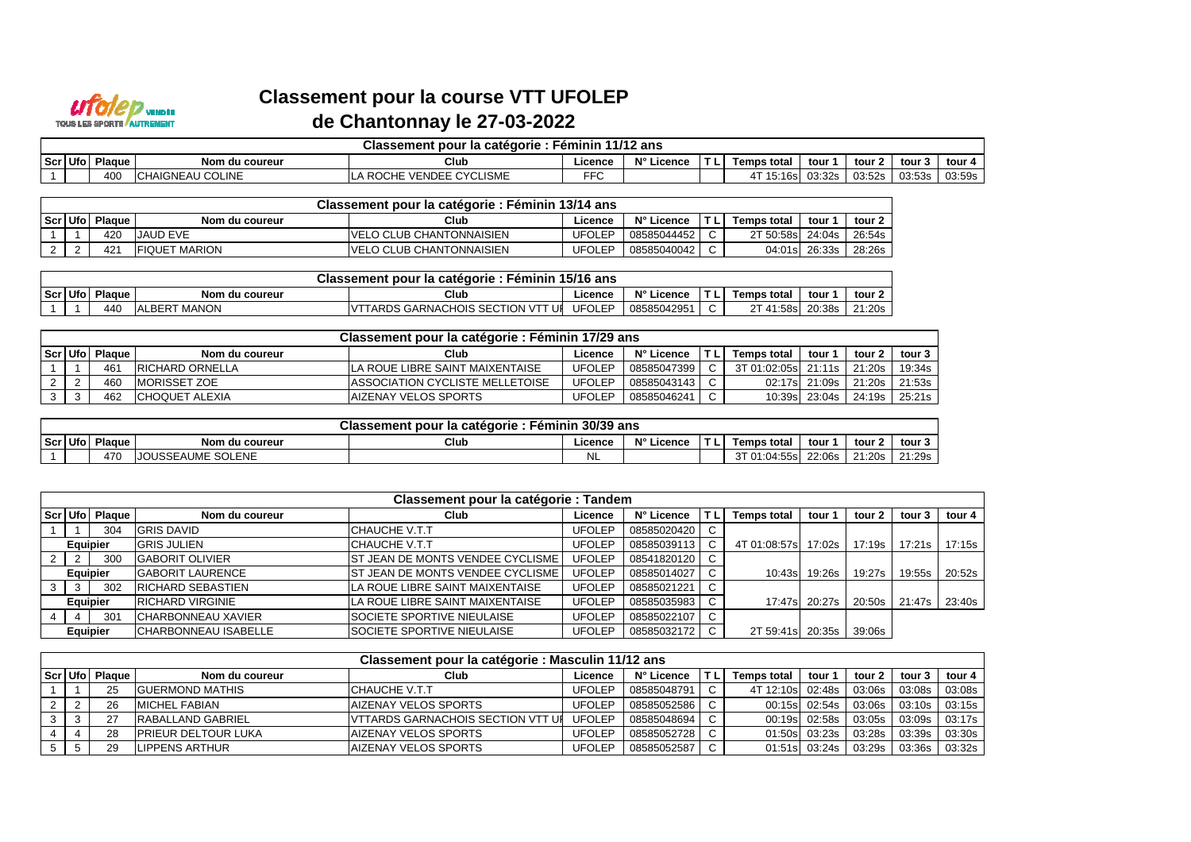# Classement pour la course VTT UFOLEP

## de Chantonnay le 27-03-2022

| Classement pour la catégorie : Féminin 11/12 ans | | | | | | | | | | | | | |
|---|---|---|---|---|---|---|---|---|---|---|---|---|---|
| Scr | Ufo | Plaque | Nom du coureur | Club | Licence | N° Licence | T L | Temps total | tour 1 | tour 2 | tour 3 | tour 4 |
| 1 | | 400 | CHAIGNEAU COLINE | LA ROCHE VENDEE CYCLISME | FFC | | | 4T 15:16s | 03:32s | 03:52s | 03:53s | 03:59s |

| Classement pour la catégorie : Féminin 13/14 ans | | | | | | | | | | |
|---|---|---|---|---|---|---|---|---|---|---|
| Scr | Ufo | Plaque | Nom du coureur | Club | Licence | N° Licence | T L | Temps total | tour 1 | tour 2 |
| 1 | 1 | 420 | JAUD EVE | VELO CLUB CHANTONNAISIEN | UFOLEP | 08585044452 | C | 2T 50:58s | 24:04s | 26:54s |
| 2 | 2 | 421 | FIQUET MARION | VELO CLUB CHANTONNAISIEN | UFOLEP | 08585040042 | C | 04:01s | 26:33s | 28:26s |

| Classement pour la catégorie : Féminin 15/16 ans | | | | | | | | | | |
|---|---|---|---|---|---|---|---|---|---|---|
| Scr | Ufo | Plaque | Nom du coureur | Club | Licence | N° Licence | T L | Temps total | tour 1 | tour 2 |
| 1 | 1 | 440 | ALBERT MANON | VTTARDS GARNACHOIS SECTION VTT UF | UFOLEP | 08585042951 | C | 2T 41:58s | 20:38s | 21:20s |

| Classement pour la catégorie : Féminin 17/29 ans | | | | | | | | | | | |
|---|---|---|---|---|---|---|---|---|---|---|---|
| Scr | Ufo | Plaque | Nom du coureur | Club | Licence | N° Licence | T L | Temps total | tour 1 | tour 2 | tour 3 |
| 1 | 1 | 461 | RICHARD ORNELLA | LA ROUE LIBRE SAINT MAIXENTAISE | UFOLEP | 08585047399 | C | 3T 01:02:05s | 21:11s | 21:20s | 19:34s |
| 2 | 2 | 460 | MORISSET ZOE | ASSOCIATION CYCLISTE MELLETOISE | UFOLEP | 08585043143 | C | 02:17s | 21:09s | 21:20s | 21:53s |
| 3 | 3 | 462 | CHOQUET ALEXIA | AIZENAY VELOS SPORTS | UFOLEP | 08585046241 | C | 10:39s | 23:04s | 24:19s | 25:21s |

| Classement pour la catégorie : Féminin 30/39 ans | | | | | | | | | | | |
|---|---|---|---|---|---|---|---|---|---|---|---|
| Scr | Ufo | Plaque | Nom du coureur | Club | Licence | N° Licence | T L | Temps total | tour 1 | tour 2 | tour 3 |
| 1 | | 470 | JOUSSEAUME SOLENE | | NL | | | 3T 01:04:55s | 22:06s | 21:20s | 21:29s |

| Classement pour la catégorie : Tandem | | | | | | | | | | | | |
|---|---|---|---|---|---|---|---|---|---|---|---|---|
| Scr | Ufo | Plaque | Nom du coureur | Club | Licence | N° Licence | T L | Temps total | tour 1 | tour 2 | tour 3 | tour 4 |
| 1 | 1 | 304 | GRIS DAVID | CHAUCHE V.T.T | UFOLEP | 08585020420 | C | | | | | |
| Equipier | | | GRIS JULIEN | CHAUCHE V.T.T | UFOLEP | 08585039113 | C | 4T 01:08:57s | 17:02s | 17:19s | 17:21s | 17:15s |
| 2 | 2 | 300 | GABORIT OLIVIER | ST JEAN DE MONTS VENDEE CYCLISME | UFOLEP | 08541820120 | C | | | | | |
| Equipier | | | GABORIT LAURENCE | ST JEAN DE MONTS VENDEE CYCLISME | UFOLEP | 08585014027 | C | 10:43s | 19:26s | 19:27s | 19:55s | 20:52s |
| 3 | 3 | 302 | RICHARD SEBASTIEN | LA ROUE LIBRE SAINT MAIXENTAISE | UFOLEP | 08585021221 | C | | | | | |
| Equipier | | | RICHARD VIRGINIE | LA ROUE LIBRE SAINT MAIXENTAISE | UFOLEP | 08585035983 | C | 17:47s | 20:27s | 20:50s | 21:47s | 23:40s |
| 4 | 4 | 301 | CHARBONNEAU XAVIER | SOCIETE SPORTIVE NIEULAISE | UFOLEP | 08585022107 | C | | | | | |
| Equipier | | | CHARBONNEAU ISABELLE | SOCIETE SPORTIVE NIEULAISE | UFOLEP | 08585032172 | C | 2T 59:41s | 20:35s | 39:06s | | |

| Classement pour la catégorie : Masculin 11/12 ans | | | | | | | | | | | | |
|---|---|---|---|---|---|---|---|---|---|---|---|---|
| Scr | Ufo | Plaque | Nom du coureur | Club | Licence | N° Licence | T L | Temps total | tour 1 | tour 2 | tour 3 | tour 4 |
| 1 | 1 | 25 | GUERMOND MATHIS | CHAUCHE V.T.T | UFOLEP | 08585048791 | C | 4T 12:10s | 02:48s | 03:06s | 03:08s | 03:08s |
| 2 | 2 | 26 | MICHEL FABIAN | AIZENAY VELOS SPORTS | UFOLEP | 08585052586 | C | 00:15s | 02:54s | 03:06s | 03:10s | 03:15s |
| 3 | 3 | 27 | RABALLAND GABRIEL | VTTARDS GARNACHOIS SECTION VTT UF | UFOLEP | 08585048694 | C | 00:19s | 02:58s | 03:05s | 03:09s | 03:17s |
| 4 | 4 | 28 | PRIEUR DELTOUR LUKA | AIZENAY VELOS SPORTS | UFOLEP | 08585052728 | C | 01:50s | 03:23s | 03:28s | 03:39s | 03:30s |
| 5 | 5 | 29 | LIPPENS ARTHUR | AIZENAY VELOS SPORTS | UFOLEP | 08585052587 | C | 01:51s | 03:24s | 03:29s | 03:36s | 03:32s |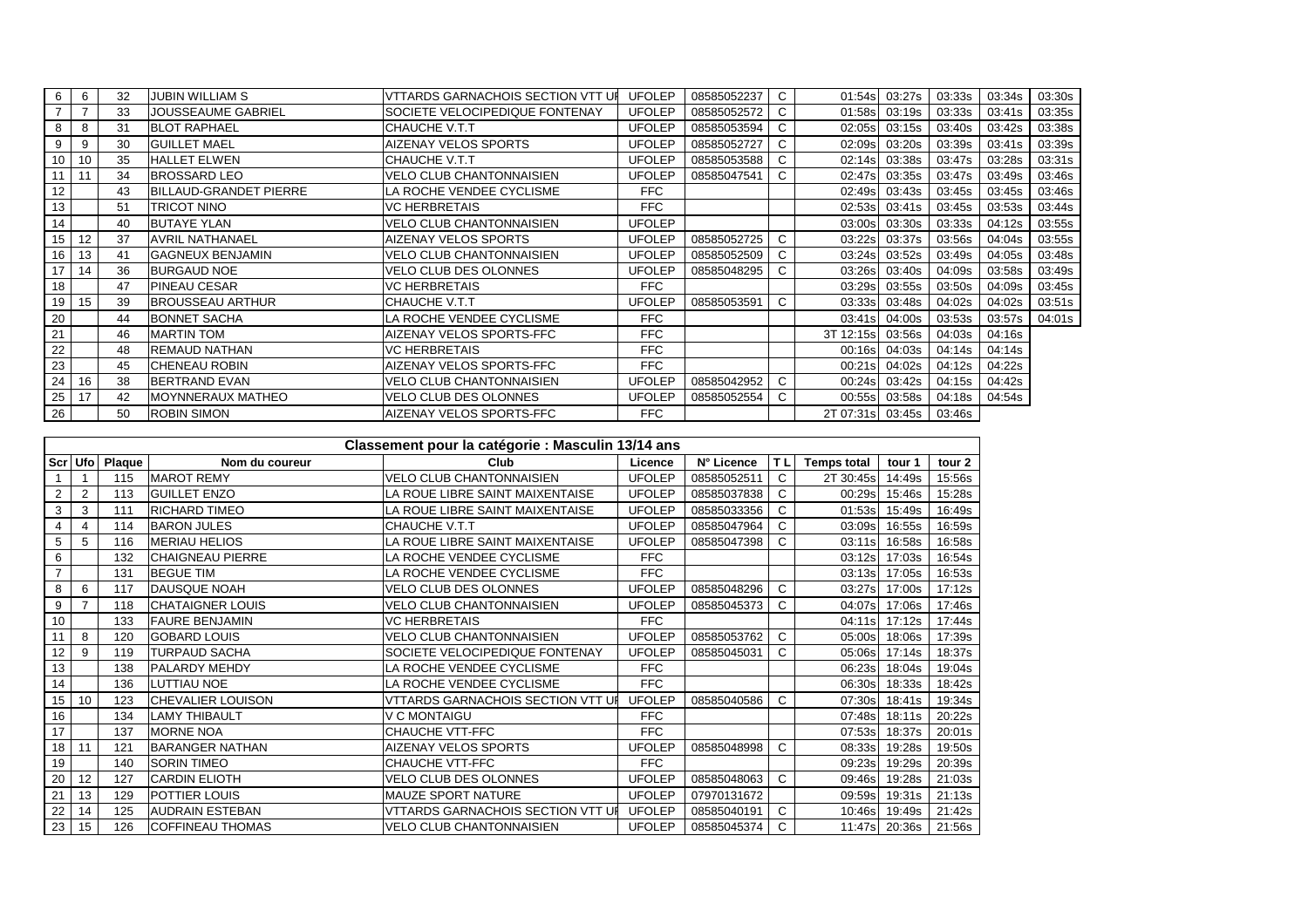| 6 | 6 | 32 | JUBIN WILLIAM S | VTTARDS GARNACHOIS SECTION VTT UI | UFOLEP | 08585052237 | C | 01:54s | 03:27s | 03:33s | 03:34s | 03:30s |
|---|---|---|---|---|---|---|---|---|---|---|---|---|
| 7 | 7 | 33 | JOUSSEAUME GABRIEL | SOCIETE VELOCIPEDIQUE FONTENAY | UFOLEP | 08585052572 | C | 01:58s | 03:19s | 03:33s | 03:41s | 03:35s |
| 8 | 8 | 31 | BLOT RAPHAEL | CHAUCHE V.T.T | UFOLEP | 08585053594 | C | 02:05s | 03:15s | 03:40s | 03:42s | 03:38s |
| 9 | 9 | 30 | GUILLET MAEL | AIZENAY VELOS SPORTS | UFOLEP | 08585052727 | C | 02:09s | 03:20s | 03:39s | 03:41s | 03:39s |
| 10 | 10 | 35 | HALLET ELWEN | CHAUCHE V.T.T | UFOLEP | 08585053588 | C | 02:14s | 03:38s | 03:47s | 03:28s | 03:31s |
| 11 | 11 | 34 | BROSSARD LEO | VELO CLUB CHANTONNAISIEN | UFOLEP | 08585047541 | C | 02:47s | 03:35s | 03:47s | 03:49s | 03:46s |
| 12 | | 43 | BILLAUD-GRANDET PIERRE | LA ROCHE VENDEE CYCLISME | FFC | | | 02:49s | 03:43s | 03:45s | 03:45s | 03:46s |
| 13 | | 51 | TRICOT NINO | VC HERBRETAIS | FFC | | | 02:53s | 03:41s | 03:45s | 03:53s | 03:44s |
| 14 | | 40 | BUTAYE YLAN | VELO CLUB CHANTONNAISIEN | UFOLEP | | | 03:00s | 03:30s | 03:33s | 04:12s | 03:55s |
| 15 | 12 | 37 | AVRIL NATHANAEL | AIZENAY VELOS SPORTS | UFOLEP | 08585052725 | C | 03:22s | 03:37s | 03:56s | 04:04s | 03:55s |
| 16 | 13 | 41 | GAGNEUX BENJAMIN | VELO CLUB CHANTONNAISIEN | UFOLEP | 08585052509 | C | 03:24s | 03:52s | 03:49s | 04:05s | 03:48s |
| 17 | 14 | 36 | BURGAUD NOE | VELO CLUB DES OLONNES | UFOLEP | 08585048295 | C | 03:26s | 03:40s | 04:09s | 03:58s | 03:49s |
| 18 | | 47 | PINEAU CESAR | VC HERBRETAIS | FFC | | | 03:29s | 03:55s | 03:50s | 04:09s | 03:45s |
| 19 | 15 | 39 | BROUSSEAU ARTHUR | CHAUCHE V.T.T | UFOLEP | 08585053591 | C | 03:33s | 03:48s | 04:02s | 04:02s | 03:51s |
| 20 | | 44 | BONNET SACHA | LA ROCHE VENDEE CYCLISME | FFC | | | 03:41s | 04:00s | 03:53s | 03:57s | 04:01s |
| 21 | | 46 | MARTIN TOM | AIZENAY VELOS SPORTS-FFC | FFC | | | 3T 12:15s | 03:56s | 04:03s | 04:16s | |
| 22 | | 48 | REMAUD NATHAN | VC HERBRETAIS | FFC | | | 00:16s | 04:03s | 04:14s | 04:14s | |
| 23 | | 45 | CHENEAU ROBIN | AIZENAY VELOS SPORTS-FFC | FFC | | | 00:21s | 04:02s | 04:12s | 04:22s | |
| 24 | 16 | 38 | BERTRAND EVAN | VELO CLUB CHANTONNAISIEN | UFOLEP | 08585042952 | C | 00:24s | 03:42s | 04:15s | 04:42s | |
| 25 | 17 | 42 | MOYNNERAUX MATHEO | VELO CLUB DES OLONNES | UFOLEP | 08585052554 | C | 00:55s | 03:58s | 04:18s | 04:54s | |
| 26 | | 50 | ROBIN SIMON | AIZENAY VELOS SPORTS-FFC | FFC | | | 2T 07:31s | 03:45s | 03:46s | | |

## Classement pour la catégorie : Masculin 13/14 ans

| Scr | Ufo | Plaque | Nom du coureur | Club | Licence | N° Licence | T L | Temps total | tour 1 | tour 2 |
|---|---|---|---|---|---|---|---|---|---|---|
| 1 | 1 | 115 | MAROT REMY | VELO CLUB CHANTONNAISIEN | UFOLEP | 08585052511 | C | 2T 30:45s | 14:49s | 15:56s |
| 2 | 2 | 113 | GUILLET ENZO | LA ROUE LIBRE SAINT MAIXENTAISE | UFOLEP | 08585037838 | C | 00:29s | 15:46s | 15:28s |
| 3 | 3 | 111 | RICHARD TIMEO | LA ROUE LIBRE SAINT MAIXENTAISE | UFOLEP | 08585033356 | C | 01:53s | 15:49s | 16:49s |
| 4 | 4 | 114 | BARON JULES | CHAUCHE V.T.T | UFOLEP | 08585047964 | C | 03:09s | 16:55s | 16:59s |
| 5 | 5 | 116 | MERIAU HELIOS | LA ROUE LIBRE SAINT MAIXENTAISE | UFOLEP | 08585047398 | C | 03:11s | 16:58s | 16:58s |
| 6 | | 132 | CHAIGNEAU PIERRE | LA ROCHE VENDEE CYCLISME | FFC | | | 03:12s | 17:03s | 16:54s |
| 7 | | 131 | BEGUE TIM | LA ROCHE VENDEE CYCLISME | FFC | | | 03:13s | 17:05s | 16:53s |
| 8 | 6 | 117 | DAUSQUE NOAH | VELO CLUB DES OLONNES | UFOLEP | 08585048296 | C | 03:27s | 17:00s | 17:12s |
| 9 | 7 | 118 | CHATAIGNER LOUIS | VELO CLUB CHANTONNAISIEN | UFOLEP | 08585045373 | C | 04:07s | 17:06s | 17:46s |
| 10 | | 133 | FAURE BENJAMIN | VC HERBRETAIS | FFC | | | 04:11s | 17:12s | 17:44s |
| 11 | 8 | 120 | GOBARD LOUIS | VELO CLUB CHANTONNAISIEN | UFOLEP | 08585053762 | C | 05:00s | 18:06s | 17:39s |
| 12 | 9 | 119 | TURPAUD SACHA | SOCIETE VELOCIPEDIQUE FONTENAY | UFOLEP | 08585045031 | C | 05:06s | 17:14s | 18:37s |
| 13 | | 138 | PALARDY MEHDY | LA ROCHE VENDEE CYCLISME | FFC | | | 06:23s | 18:04s | 19:04s |
| 14 | | 136 | LUTTIAU NOE | LA ROCHE VENDEE CYCLISME | FFC | | | 06:30s | 18:33s | 18:42s |
| 15 | 10 | 123 | CHEVALIER LOUISON | VTTARDS GARNACHOIS SECTION VTT UI | UFOLEP | 08585040586 | C | 07:30s | 18:41s | 19:34s |
| 16 | | 134 | LAMY THIBAULT | V C MONTAIGU | FFC | | | 07:48s | 18:11s | 20:22s |
| 17 | | 137 | MORNE NOA | CHAUCHE VTT-FFC | FFC | | | 07:53s | 18:37s | 20:01s |
| 18 | 11 | 121 | BARANGER NATHAN | AIZENAY VELOS SPORTS | UFOLEP | 08585048998 | C | 08:33s | 19:28s | 19:50s |
| 19 | | 140 | SORIN TIMEO | CHAUCHE VTT-FFC | FFC | | | 09:23s | 19:29s | 20:39s |
| 20 | 12 | 127 | CARDIN ELIOTH | VELO CLUB DES OLONNES | UFOLEP | 08585048063 | C | 09:46s | 19:28s | 21:03s |
| 21 | 13 | 129 | POTTIER LOUIS | MAUZE SPORT NATURE | UFOLEP | 07970131672 | | 09:59s | 19:31s | 21:13s |
| 22 | 14 | 125 | AUDRAIN ESTEBAN | VTTARDS GARNACHOIS SECTION VTT UI | UFOLEP | 08585040191 | C | 10:46s | 19:49s | 21:42s |
| 23 | 15 | 126 | COFFINEAU THOMAS | VELO CLUB CHANTONNAISIEN | UFOLEP | 08585045374 | C | 11:47s | 20:36s | 21:56s |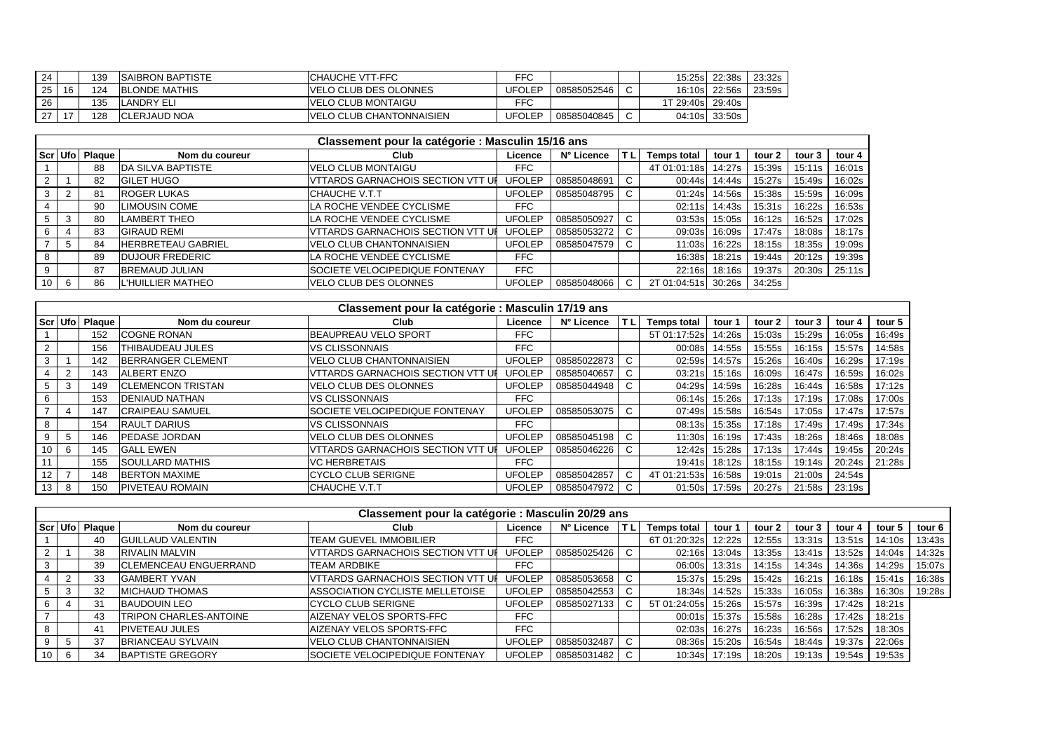| Scr | Ufo | Plaque | Nom du coureur | Club | Licence | N° Licence | T L | Temps total | tour 1 | tour 2 | tour 3 |
|---|---|---|---|---|---|---|---|---|---|---|---|
| 24 | | 139 | SAIBRON BAPTISTE | CHAUCHE VTT-FFC | FFC | | | 15:25s | 22:38s | 23:32s | |
| 25 | 16 | 124 | BLONDE MATHIS | VELO CLUB DES OLONNES | UFOLEP | 08585052546 | C | 16:10s | 22:56s | 23:59s | |
| 26 | | 135 | LANDRY ELI | VELO CLUB MONTAIGU | FFC | | | 1T 29:40s | 29:40s | | |
| 27 | 17 | 128 | CLERJAUD NOA | VELO CLUB CHANTONNAISIEN | UFOLEP | 08585040845 | C | 04:10s | 33:50s | | |

## Classement pour la catégorie : Masculin 15/16 ans

| Scr | Ufo | Plaque | Nom du coureur | Club | Licence | N° Licence | T L | Temps total | tour 1 | tour 2 | tour 3 | tour 4 |
|---|---|---|---|---|---|---|---|---|---|---|---|---|
| 1 | | 88 | DA SILVA BAPTISTE | VELO CLUB MONTAIGU | FFC | | | 4T 01:01:18s | 14:27s | 15:39s | 15:11s | 16:01s |
| 2 | 1 | 82 | GILET HUGO | VTTARDS GARNACHOIS SECTION VTT UF | UFOLEP | 08585048691 | C | 00:44s | 14:44s | 15:27s | 15:49s | 16:02s |
| 3 | 2 | 81 | ROGER LUKAS | CHAUCHE V.T.T | UFOLEP | 08585048795 | C | 01:24s | 14:56s | 15:38s | 15:59s | 16:09s |
| 4 | | 90 | LIMOUSIN COME | LA ROCHE VENDEE CYCLISME | FFC | | | 02:11s | 14:43s | 15:31s | 16:22s | 16:53s |
| 5 | 3 | 80 | LAMBERT THEO | LA ROCHE VENDEE CYCLISME | UFOLEP | 08585050927 | C | 03:53s | 15:05s | 16:12s | 16:52s | 17:02s |
| 6 | 4 | 83 | GIRAUD REMI | VTTARDS GARNACHOIS SECTION VTT UF | UFOLEP | 08585053272 | C | 09:03s | 16:09s | 17:47s | 18:08s | 18:17s |
| 7 | 5 | 84 | HERBRETEAU GABRIEL | VELO CLUB CHANTONNAISIEN | UFOLEP | 08585047579 | C | 11:03s | 16:22s | 18:15s | 18:35s | 19:09s |
| 8 | | 89 | DUJOUR FREDERIC | LA ROCHE VENDEE CYCLISME | FFC | | | 16:38s | 18:21s | 19:44s | 20:12s | 19:39s |
| 9 | | 87 | BREMAUD JULIAN | SOCIETE VELOCIPEDIQUE FONTENAY | FFC | | | 22:16s | 18:16s | 19:37s | 20:30s | 25:11s |
| 10 | 6 | 86 | L'HUILLIER MATHEO | VELO CLUB DES OLONNES | UFOLEP | 08585048066 | C | 2T 01:04:51s | 30:26s | 34:25s | | |

## Classement pour la catégorie : Masculin 17/19 ans

| Scr | Ufo | Plaque | Nom du coureur | Club | Licence | N° Licence | T L | Temps total | tour 1 | tour 2 | tour 3 | tour 4 | tour 5 |
|---|---|---|---|---|---|---|---|---|---|---|---|---|---|
| 1 | | 152 | COGNE RONAN | BEAUPREAU VELO SPORT | FFC | | | 5T 01:17:52s | 14:26s | 15:03s | 15:29s | 16:05s | 16:49s |
| 2 | | 156 | THIBAUDEAU JULES | VS CLISSONNAIS | FFC | | | 00:08s | 14:55s | 15:55s | 16:15s | 15:57s | 14:58s |
| 3 | 1 | 142 | BERRANGER CLEMENT | VELO CLUB CHANTONNAISIEN | UFOLEP | 08585022873 | C | 02:59s | 14:57s | 15:26s | 16:40s | 16:29s | 17:19s |
| 4 | 2 | 143 | ALBERT ENZO | VTTARDS GARNACHOIS SECTION VTT UF | UFOLEP | 08585040657 | C | 03:21s | 15:16s | 16:09s | 16:47s | 16:59s | 16:02s |
| 5 | 3 | 149 | CLEMENCON TRISTAN | VELO CLUB DES OLONNES | UFOLEP | 08585044948 | C | 04:29s | 14:59s | 16:28s | 16:44s | 16:58s | 17:12s |
| 6 | | 153 | DENIAUD NATHAN | VS CLISSONNAIS | FFC | | | 06:14s | 15:26s | 17:13s | 17:19s | 17:08s | 17:00s |
| 7 | 4 | 147 | CRAIPEAU SAMUEL | SOCIETE VELOCIPEDIQUE FONTENAY | UFOLEP | 08585053075 | C | 07:49s | 15:58s | 16:54s | 17:05s | 17:47s | 17:57s |
| 8 | | 154 | RAULT DARIUS | VS CLISSONNAIS | FFC | | | 08:13s | 15:35s | 17:18s | 17:49s | 17:49s | 17:34s |
| 9 | 5 | 146 | PEDASE JORDAN | VELO CLUB DES OLONNES | UFOLEP | 08585045198 | C | 11:30s | 16:19s | 17:43s | 18:26s | 18:46s | 18:08s |
| 10 | 6 | 145 | GALL EWEN | VTTARDS GARNACHOIS SECTION VTT UF | UFOLEP | 08585046226 | C | 12:42s | 15:28s | 17:13s | 17:44s | 19:45s | 20:24s |
| 11 | | 155 | SOULLARD MATHIS | VC HERBRETAIS | FFC | | | 19:41s | 18:12s | 18:15s | 19:14s | 20:24s | 21:28s |
| 12 | 7 | 148 | BERTON MAXIME | CYCLO CLUB SERIGNE | UFOLEP | 08585042857 | C | 4T 01:21:53s | 16:58s | 19:01s | 21:00s | 24:54s | |
| 13 | 8 | 150 | PIVETEAU ROMAIN | CHAUCHE V.T.T | UFOLEP | 08585047972 | C | 01:50s | 17:59s | 20:27s | 21:58s | 23:19s | |

## Classement pour la catégorie : Masculin 20/29 ans

| Scr | Ufo | Plaque | Nom du coureur | Club | Licence | N° Licence | T L | Temps total | tour 1 | tour 2 | tour 3 | tour 4 | tour 5 | tour 6 |
|---|---|---|---|---|---|---|---|---|---|---|---|---|---|---|
| 1 | | 40 | GUILLAUD VALENTIN | TEAM GUEVEL IMMOBILIER | FFC | | | 6T 01:20:32s | 12:22s | 12:55s | 13:31s | 13:51s | 14:10s | 13:43s |
| 2 | 1 | 38 | RIVALIN MALVIN | VTTARDS GARNACHOIS SECTION VTT UF | UFOLEP | 08585025426 | C | 02:16s | 13:04s | 13:35s | 13:41s | 13:52s | 14:04s | 14:32s |
| 3 | | 39 | CLEMENCEAU ENGUERRAND | TEAM ARDBIKE | FFC | | | 06:00s | 13:31s | 14:15s | 14:34s | 14:36s | 14:29s | 15:07s |
| 4 | 2 | 33 | GAMBERT YVAN | VTTARDS GARNACHOIS SECTION VTT UF | UFOLEP | 08585053658 | C | 15:37s | 15:29s | 15:42s | 16:21s | 16:18s | 15:41s | 16:38s |
| 5 | 3 | 32 | MICHAUD THOMAS | ASSOCIATION CYCLISTE MELLETOISE | UFOLEP | 08585042553 | C | 18:34s | 14:52s | 15:33s | 16:05s | 16:38s | 16:30s | 19:28s |
| 6 | 4 | 31 | BAUDOUIN LEO | CYCLO CLUB SERIGNE | UFOLEP | 08585027133 | C | 5T 01:24:05s | 15:26s | 15:57s | 16:39s | 17:42s | 18:21s | |
| 7 | | 43 | TRIPON CHARLES-ANTOINE | AIZENAY VELOS SPORTS-FFC | FFC | | | 00:01s | 15:37s | 15:58s | 16:28s | 17:42s | 18:21s | |
| 8 | | 41 | PIVETEAU JULES | AIZENAY VELOS SPORTS-FFC | FFC | | | 02:03s | 16:27s | 16:23s | 16:56s | 17:52s | 18:30s | |
| 9 | 5 | 37 | BRIANCEAU SYLVAIN | VELO CLUB CHANTONNAISIEN | UFOLEP | 08585032487 | C | 08:36s | 15:20s | 16:54s | 18:44s | 19:37s | 22:06s | |
| 10 | 6 | 34 | BAPTISTE GREGORY | SOCIETE VELOCIPEDIQUE FONTENAY | UFOLEP | 08585031482 | C | 10:34s | 17:19s | 18:20s | 19:13s | 19:54s | 19:53s | |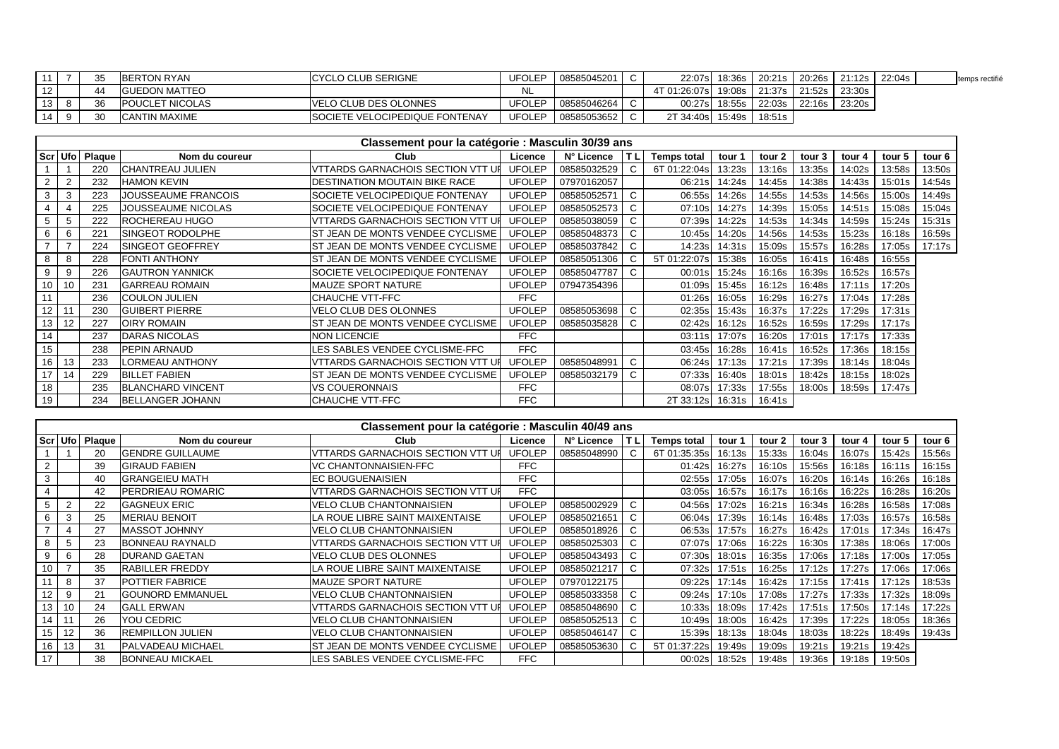| 11 | 7 | 35 | BERTON RYAN | CYCLO CLUB SERIGNE | UFOLEP | 08585045201 | C | 22:07s | 18:36s | 20:21s | 20:26s | 21:12s | 22:04s | | temps rectifié |
|---|---|---|---|---|---|---|---|---|---|---|---|---|---|---|---|
| 12 | | 44 | GUEDON MATTEO | | NL | | | 4T 01:26:07s | 19:08s | 21:37s | 21:52s | 23:30s | | | |
| 13 | 8 | 36 | POUCLET NICOLAS | VELO CLUB DES OLONNES | UFOLEP | 08585046264 | C | 00:27s | 18:55s | 22:03s | 22:16s | 23:20s | | | |
| 14 | 9 | 30 | CANTIN MAXIME | SOCIETE VELOCIPEDIQUE FONTENAY | UFOLEP | 08585053652 | C | 2T 34:40s | 15:49s | 18:51s | | | | | |

## Classement pour la catégorie : Masculin 30/39 ans

| Scr | Ufo | Plaque | Nom du coureur | Club | Licence | N° Licence | T L | Temps total | tour 1 | tour 2 | tour 3 | tour 4 | tour 5 | tour 6 |
|---|---|---|---|---|---|---|---|---|---|---|---|---|---|---|
| 1 | 1 | 220 | CHANTREAU JULIEN | VTTARDS GARNACHOIS SECTION VTT UF | UFOLEP | 08585032529 | C | 6T 01:22:04s | 13:23s | 13:16s | 13:35s | 14:02s | 13:58s | 13:50s |
| 2 | 2 | 232 | HAMON KEVIN | DESTINATION MOUTAIN BIKE RACE | UFOLEP | 07970162057 | | 06:21s | 14:24s | 14:45s | 14:38s | 14:43s | 15:01s | 14:54s |
| 3 | 3 | 223 | JOUSSEAUME FRANCOIS | SOCIETE VELOCIPEDIQUE FONTENAY | UFOLEP | 08585052571 | C | 06:55s | 14:26s | 14:55s | 14:53s | 14:56s | 15:00s | 14:49s |
| 4 | 4 | 225 | JOUSSEAUME NICOLAS | SOCIETE VELOCIPEDIQUE FONTENAY | UFOLEP | 08585052573 | C | 07:10s | 14:27s | 14:39s | 15:05s | 14:51s | 15:08s | 15:04s |
| 5 | 5 | 222 | ROCHEREAU HUGO | VTTARDS GARNACHOIS SECTION VTT UF | UFOLEP | 08585038059 | C | 07:39s | 14:22s | 14:53s | 14:34s | 14:59s | 15:24s | 15:31s |
| 6 | 6 | 221 | SINGEOT RODOLPHE | ST JEAN DE MONTS VENDEE CYCLISME | UFOLEP | 08585048373 | C | 10:45s | 14:20s | 14:56s | 14:53s | 15:23s | 16:18s | 16:59s |
| 7 | 7 | 224 | SINGEOT GEOFFREY | ST JEAN DE MONTS VENDEE CYCLISME | UFOLEP | 08585037842 | C | 14:23s | 14:31s | 15:09s | 15:57s | 16:28s | 17:05s | 17:17s |
| 8 | 8 | 228 | FONTI ANTHONY | ST JEAN DE MONTS VENDEE CYCLISME | UFOLEP | 08585051306 | C | 5T 01:22:07s | 15:38s | 16:05s | 16:41s | 16:48s | 16:55s | |
| 9 | 9 | 226 | GAUTRON YANNICK | SOCIETE VELOCIPEDIQUE FONTENAY | UFOLEP | 08585047787 | C | 00:01s | 15:24s | 16:16s | 16:39s | 16:52s | 16:57s | |
| 10 | 10 | 231 | GARREAU ROMAIN | MAUZE SPORT NATURE | UFOLEP | 07947354396 | | 01:09s | 15:45s | 16:12s | 16:48s | 17:11s | 17:20s | |
| 11 | | 236 | COULON JULIEN | CHAUCHE VTT-FFC | FFC | | | 01:26s | 16:05s | 16:29s | 16:27s | 17:04s | 17:28s | |
| 12 | 11 | 230 | GUIBERT PIERRE | VELO CLUB DES OLONNES | UFOLEP | 08585053698 | C | 02:35s | 15:43s | 16:37s | 17:22s | 17:29s | 17:31s | |
| 13 | 12 | 227 | OIRY ROMAIN | ST JEAN DE MONTS VENDEE CYCLISME | UFOLEP | 08585035828 | C | 02:42s | 16:12s | 16:52s | 16:59s | 17:29s | 17:17s | |
| 14 | | 237 | DARAS NICOLAS | NON LICENCIE | FFC | | | 03:11s | 17:07s | 16:20s | 17:01s | 17:17s | 17:33s | |
| 15 | | 238 | PEPIN ARNAUD | LES SABLES VENDEE CYCLISME-FFC | FFC | | | 03:45s | 16:28s | 16:41s | 16:52s | 17:36s | 18:15s | |
| 16 | 13 | 233 | LORMEAU ANTHONY | VTTARDS GARNACHOIS SECTION VTT UF | UFOLEP | 08585048991 | C | 06:24s | 17:13s | 17:21s | 17:39s | 18:14s | 18:04s | |
| 17 | 14 | 229 | BILLET FABIEN | ST JEAN DE MONTS VENDEE CYCLISME | UFOLEP | 08585032179 | C | 07:33s | 16:40s | 18:01s | 18:42s | 18:15s | 18:02s | |
| 18 | | 235 | BLANCHARD VINCENT | VS COUERONNAIS | FFC | | | 08:07s | 17:33s | 17:55s | 18:00s | 18:59s | 17:47s | |
| 19 | | 234 | BELLANGER JOHANN | CHAUCHE VTT-FFC | FFC | | | 2T 33:12s | 16:31s | 16:41s | | | | |

## Classement pour la catégorie : Masculin 40/49 ans

| Scr | Ufo | Plaque | Nom du coureur | Club | Licence | N° Licence | T L | Temps total | tour 1 | tour 2 | tour 3 | tour 4 | tour 5 | tour 6 |
|---|---|---|---|---|---|---|---|---|---|---|---|---|---|---|
| 1 | 1 | 20 | GENDRE GUILLAUME | VTTARDS GARNACHOIS SECTION VTT UF | UFOLEP | 08585048990 | C | 6T 01:35:35s | 16:13s | 15:33s | 16:04s | 16:07s | 15:42s | 15:56s |
| 2 | | 39 | GIRAUD FABIEN | VC CHANTONNAISIEN-FFC | FFC | | | 01:42s | 16:27s | 16:10s | 15:56s | 16:18s | 16:11s | 16:15s |
| 3 | | 40 | GRANGEIEU MATH | EC BOUGUENAISIEN | FFC | | | 02:55s | 17:05s | 16:07s | 16:20s | 16:14s | 16:26s | 16:18s |
| 4 | | 42 | PERDRIEAU ROMARIC | VTTARDS GARNACHOIS SECTION VTT UF | FFC | | | 03:05s | 16:57s | 16:17s | 16:16s | 16:22s | 16:28s | 16:20s |
| 5 | 2 | 22 | GAGNEUX ERIC | VELO CLUB CHANTONNAISIEN | UFOLEP | 08585002929 | C | 04:56s | 17:02s | 16:21s | 16:34s | 16:28s | 16:58s | 17:08s |
| 6 | 3 | 25 | MERIAU BENOIT | LA ROUE LIBRE SAINT MAIXENTAISE | UFOLEP | 08585021651 | C | 06:04s | 17:39s | 16:14s | 16:48s | 17:03s | 16:57s | 16:58s |
| 7 | 4 | 27 | MASSOT JOHNNY | VELO CLUB CHANTONNAISIEN | UFOLEP | 08585018926 | C | 06:53s | 17:57s | 16:27s | 16:42s | 17:01s | 17:34s | 16:47s |
| 8 | 5 | 23 | BONNEAU RAYNALD | VTTARDS GARNACHOIS SECTION VTT UF | UFOLEP | 08585025303 | C | 07:07s | 17:06s | 16:22s | 16:30s | 17:38s | 18:06s | 17:00s |
| 9 | 6 | 28 | DURAND GAETAN | VELO CLUB DES OLONNES | UFOLEP | 08585043493 | C | 07:30s | 18:01s | 16:35s | 17:06s | 17:18s | 17:00s | 17:05s |
| 10 | 7 | 35 | RABILLER FREDDY | LA ROUE LIBRE SAINT MAIXENTAISE | UFOLEP | 08585021217 | C | 07:32s | 17:51s | 16:25s | 17:12s | 17:27s | 17:06s | 17:06s |
| 11 | 8 | 37 | POTTIER FABRICE | MAUZE SPORT NATURE | UFOLEP | 07970122175 | | 09:22s | 17:14s | 16:42s | 17:15s | 17:41s | 17:12s | 18:53s |
| 12 | 9 | 21 | GOUNORD EMMANUEL | VELO CLUB CHANTONNAISIEN | UFOLEP | 08585033358 | C | 09:24s | 17:10s | 17:08s | 17:27s | 17:33s | 17:32s | 18:09s |
| 13 | 10 | 24 | GALL ERWAN | VTTARDS GARNACHOIS SECTION VTT UF | UFOLEP | 08585048690 | C | 10:33s | 18:09s | 17:42s | 17:51s | 17:50s | 17:14s | 17:22s |
| 14 | 11 | 26 | YOU CEDRIC | VELO CLUB CHANTONNAISIEN | UFOLEP | 08585052513 | C | 10:49s | 18:00s | 16:42s | 17:39s | 17:22s | 18:05s | 18:36s |
| 15 | 12 | 36 | REMPILLON JULIEN | VELO CLUB CHANTONNAISIEN | UFOLEP | 08585046147 | C | 15:39s | 18:13s | 18:04s | 18:03s | 18:22s | 18:49s | 19:43s |
| 16 | 13 | 31 | PALVADEAU MICHAEL | ST JEAN DE MONTS VENDEE CYCLISME | UFOLEP | 08585053630 | C | 5T 01:37:22s | 19:49s | 19:09s | 19:21s | 19:21s | 19:42s | |
| 17 | | 38 | BONNEAU MICKAEL | LES SABLES VENDEE CYCLISME-FFC | FFC | | | 00:02s | 18:52s | 19:48s | 19:36s | 19:18s | 19:50s | |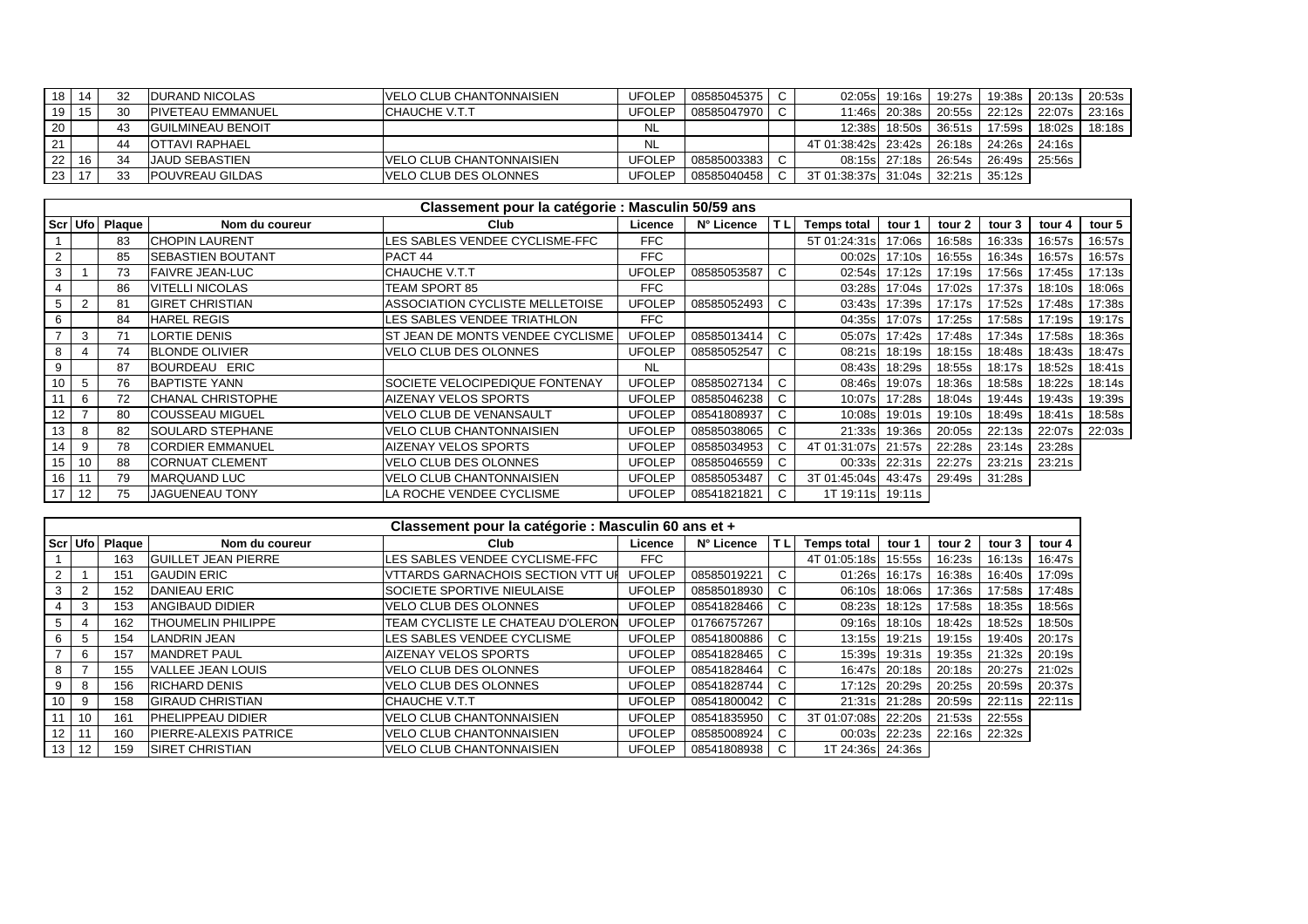| | | | | | | | | | | | | | | |
|---|---|---|---|---|---|---|---|---|---|---|---|---|---|---|
| 18 | 14 | 32 | DURAND NICOLAS | VELO CLUB CHANTONNAISIEN | UFOLEP | 08585045375 | C | 02:05s | 19:16s | 19:27s | 19:38s | 20:13s | 20:53s |
| 19 | 15 | 30 | PIVETEAU EMMANUEL | CHAUCHE V.T.T | UFOLEP | 08585047970 | C | 11:46s | 20:38s | 20:55s | 22:12s | 22:07s | 23:16s |
| 20 | | 43 | GUILMINEAU BENOIT | | NL | | | 12:38s | 18:50s | 36:51s | 17:59s | 18:02s | 18:18s |
| 21 | | 44 | OTTAVI RAPHAEL | | NL | | | 4T 01:38:42s | 23:42s | 26:18s | 24:26s | 24:16s | |
| 22 | 16 | 34 | JAUD SEBASTIEN | VELO CLUB CHANTONNAISIEN | UFOLEP | 08585003383 | C | 08:15s | 27:18s | 26:54s | 26:49s | 25:56s | |
| 23 | 17 | 33 | POUVREAU GILDAS | VELO CLUB DES OLONNES | UFOLEP | 08585040458 | C | 3T 01:38:37s | 31:04s | 32:21s | 35:12s | | |

**Classement pour la catégorie : Masculin 50/59 ans**

| Scr | Ufo | Plaque | Nom du coureur | Club | Licence | N° Licence | T L | Temps total | tour 1 | tour 2 | tour 3 | tour 4 | tour 5 |
|---|---|---|---|---|---|---|---|---|---|---|---|---|---|
| 1 | | 83 | CHOPIN LAURENT | LES SABLES VENDEE CYCLISME-FFC | FFC | | | 5T 01:24:31s | 17:06s | 16:58s | 16:33s | 16:57s | 16:57s |
| 2 | | 85 | SEBASTIEN BOUTANT | PACT 44 | FFC | | | 00:02s | 17:10s | 16:55s | 16:34s | 16:57s | 16:57s |
| 3 | 1 | 73 | FAIVRE JEAN-LUC | CHAUCHE V.T.T | UFOLEP | 08585053587 | C | 02:54s | 17:12s | 17:19s | 17:56s | 17:45s | 17:13s |
| 4 | | 86 | VITELLI NICOLAS | TEAM SPORT 85 | FFC | | | 03:28s | 17:04s | 17:02s | 17:37s | 18:10s | 18:06s |
| 5 | 2 | 81 | GIRET CHRISTIAN | ASSOCIATION CYCLISTE MELLETOISE | UFOLEP | 08585052493 | C | 03:43s | 17:39s | 17:17s | 17:52s | 17:48s | 17:38s |
| 6 | | 84 | HAREL REGIS | LES SABLES VENDEE TRIATHLON | FFC | | | 04:35s | 17:07s | 17:25s | 17:58s | 17:19s | 19:17s |
| 7 | 3 | 71 | LORTIE DENIS | ST JEAN DE MONTS VENDEE CYCLISME | UFOLEP | 08585013414 | C | 05:07s | 17:42s | 17:48s | 17:34s | 17:58s | 18:36s |
| 8 | 4 | 74 | BLONDE OLIVIER | VELO CLUB DES OLONNES | UFOLEP | 08585052547 | C | 08:21s | 18:19s | 18:15s | 18:48s | 18:43s | 18:47s |
| 9 | | 87 | BOURDEAU ERIC | | NL | | | 08:43s | 18:29s | 18:55s | 18:17s | 18:52s | 18:41s |
| 10 | 5 | 76 | BAPTISTE YANN | SOCIETE VELOCIPEDIQUE FONTENAY | UFOLEP | 08585027134 | C | 08:46s | 19:07s | 18:36s | 18:58s | 18:22s | 18:14s |
| 11 | 6 | 72 | CHANAL CHRISTOPHE | AIZENAY VELOS SPORTS | UFOLEP | 08585046238 | C | 10:07s | 17:28s | 18:04s | 19:44s | 19:43s | 19:39s |
| 12 | 7 | 80 | COUSSEAU MIGUEL | VELO CLUB DE VENANSAULT | UFOLEP | 08541808937 | C | 10:08s | 19:01s | 19:10s | 18:49s | 18:41s | 18:58s |
| 13 | 8 | 82 | SOULARD STEPHANE | VELO CLUB CHANTONNAISIEN | UFOLEP | 08585038065 | C | 21:33s | 19:36s | 20:05s | 22:13s | 22:07s | 22:03s |
| 14 | 9 | 78 | CORDIER EMMANUEL | AIZENAY VELOS SPORTS | UFOLEP | 08585034953 | C | 4T 01:31:07s | 21:57s | 22:28s | 23:14s | 23:28s | |
| 15 | 10 | 88 | CORNUAT CLEMENT | VELO CLUB DES OLONNES | UFOLEP | 08585046559 | C | 00:33s | 22:31s | 22:27s | 23:21s | 23:21s | |
| 16 | 11 | 79 | MARQUAND LUC | VELO CLUB CHANTONNAISIEN | UFOLEP | 08585053487 | C | 3T 01:45:04s | 43:47s | 29:49s | 31:28s | | |
| 17 | 12 | 75 | JAGUENEAU TONY | LA ROCHE VENDEE CYCLISME | UFOLEP | 08541821821 | C | 1T 19:11s | 19:11s | | | | |

**Classement pour la catégorie : Masculin 60 ans et +**

| Scr | Ufo | Plaque | Nom du coureur | Club | Licence | N° Licence | T L | Temps total | tour 1 | tour 2 | tour 3 | tour 4 |
|---|---|---|---|---|---|---|---|---|---|---|---|---|
| 1 | | 163 | GUILLET JEAN PIERRE | LES SABLES VENDEE CYCLISME-FFC | FFC | | | 4T 01:05:18s | 15:55s | 16:23s | 16:13s | 16:47s |
| 2 | 1 | 151 | GAUDIN ERIC | VTTARDS GARNACHOIS SECTION VTT UF | UFOLEP | 08585019221 | C | 01:26s | 16:17s | 16:38s | 16:40s | 17:09s |
| 3 | 2 | 152 | DANIEAU ERIC | SOCIETE SPORTIVE NIEULAISE | UFOLEP | 08585018930 | C | 06:10s | 18:06s | 17:36s | 17:58s | 17:48s |
| 4 | 3 | 153 | ANGIBAUD DIDIER | VELO CLUB DES OLONNES | UFOLEP | 08541828466 | C | 08:23s | 18:12s | 17:58s | 18:35s | 18:56s |
| 5 | 4 | 162 | THOUMELIN PHILIPPE | TEAM CYCLISTE LE CHATEAU D'OLERON | UFOLEP | 01766757267 | | 09:16s | 18:10s | 18:42s | 18:52s | 18:50s |
| 6 | 5 | 154 | LANDRIN JEAN | LES SABLES VENDEE CYCLISME | UFOLEP | 08541800886 | C | 13:15s | 19:21s | 19:15s | 19:40s | 20:17s |
| 7 | 6 | 157 | MANDRET PAUL | AIZENAY VELOS SPORTS | UFOLEP | 08541828465 | C | 15:39s | 19:31s | 19:35s | 21:32s | 20:19s |
| 8 | 7 | 155 | VALLEE JEAN LOUIS | VELO CLUB DES OLONNES | UFOLEP | 08541828464 | C | 16:47s | 20:18s | 20:18s | 20:27s | 21:02s |
| 9 | 8 | 156 | RICHARD DENIS | VELO CLUB DES OLONNES | UFOLEP | 08541828744 | C | 17:12s | 20:29s | 20:25s | 20:59s | 20:37s |
| 10 | 9 | 158 | GIRAUD CHRISTIAN | CHAUCHE V.T.T | UFOLEP | 08541800042 | C | 21:31s | 21:28s | 20:59s | 22:11s | 22:11s |
| 11 | 10 | 161 | PHELIPPEAU DIDIER | VELO CLUB CHANTONNAISIEN | UFOLEP | 08541835950 | C | 3T 01:07:08s | 22:20s | 21:53s | 22:55s | |
| 12 | 11 | 160 | PIERRE-ALEXIS PATRICE | VELO CLUB CHANTONNAISIEN | UFOLEP | 08585008924 | C | 00:03s | 22:23s | 22:16s | 22:32s | |
| 13 | 12 | 159 | SIRET CHRISTIAN | VELO CLUB CHANTONNAISIEN | UFOLEP | 08541808938 | C | 1T 24:36s | 24:36s | | | |